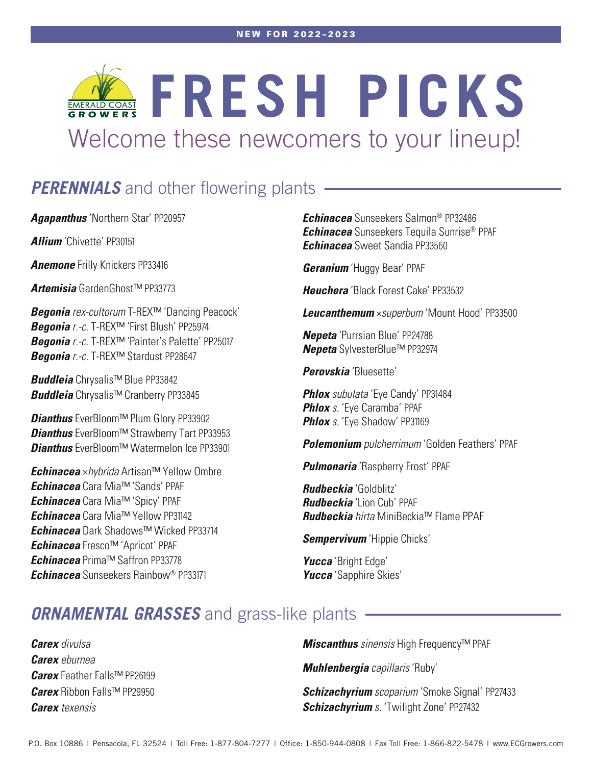NEW FOR 2022–2023

# FRESH PICKS

Welcome these newcomers to your lineup!

## *PERENNIALS* and other flowering plants

***Agapanthus*** 'Northern Star' PP20957

***Allium*** 'Chivette' PP30151

***Anemone*** Frilly Knickers PP33416

***Artemisia*** GardenGhost™ PP33773

***Begonia*** *rex-cultorum* T-REX™ 'Dancing Peacock'
***Begonia*** *r.-c.* T-REX™ 'First Blush' PP25974
***Begonia*** *r.-c.* T-REX™ 'Painter's Palette' PP25017
***Begonia*** *r.-c.* T-REX™ Stardust PP28647

***Buddleia*** Chrysalis™ Blue PP33842
***Buddleia*** Chrysalis™ Cranberry PP33845

***Dianthus*** EverBloom™ Plum Glory PP33902
***Dianthus*** EverBloom™ Strawberry Tart PP33953
***Dianthus*** EverBloom™ Watermelon Ice PP33901

***Echinacea*** ×*hybrida* Artisan™ Yellow Ombre
***Echinacea*** Cara Mia™ 'Sands' PPAF
***Echinacea*** Cara Mia™ 'Spicy' PPAF
***Echinacea*** Cara Mia™ Yellow PP31142
***Echinacea*** Dark Shadows™ Wicked PP33714
***Echinacea*** Fresco™ 'Apricot' PPAF
***Echinacea*** Prima™ Saffron PP33778
***Echinacea*** Sunseekers Rainbow® PP33171
***Echinacea*** Sunseekers Salmon® PP32486
***Echinacea*** Sunseekers Tequila Sunrise® PPAF
***Echinacea*** Sweet Sandia PP33560

***Geranium*** 'Huggy Bear' PPAF

***Heuchera*** 'Black Forest Cake' PP33532

***Leucanthemum*** ×*superbum* 'Mount Hood' PP33500

***Nepeta*** 'Purrsian Blue' PP24788
***Nepeta*** SylvesterBlue™ PP32974

***Perovskia*** 'Bluesette'

***Phlox*** *subulata* 'Eye Candy' PP31484
***Phlox*** *s.* 'Eye Caramba' PPAF
***Phlox*** *s.* 'Eye Shadow' PP31169

***Polemonium*** *pulcherrimum* 'Golden Feathers' PPAF

***Pulmonaria*** 'Raspberry Frost' PPAF

***Rudbeckia*** 'Goldblitz'
***Rudbeckia*** 'Lion Cub' PPAF
***Rudbeckia*** *hirta* MiniBeckia™ Flame PPAF

***Sempervivum*** 'Hippie Chicks'

***Yucca*** 'Bright Edge'
***Yucca*** 'Sapphire Skies'

## *ORNAMENTAL GRASSES* and grass-like plants

***Carex*** *divulsa*
***Carex*** *eburnea*
***Carex*** Feather Falls™ PP26199
***Carex*** Ribbon Falls™ PP29950
***Carex*** *texensis*

***Miscanthus*** *sinensis* High Frequency™ PPAF

***Muhlenbergia*** *capillaris* 'Ruby'

***Schizachyrium*** *scoparium* 'Smoke Signal' PP27433
***Schizachyrium*** *s.* 'Twilight Zone' PP27432

P.O. Box 10886 | Pensacola, FL 32524 | Toll Free: 1-877-804-7277 | Office: 1-850-944-0808 | Fax Toll Free: 1-866-822-5478 | www.ECGrowers.com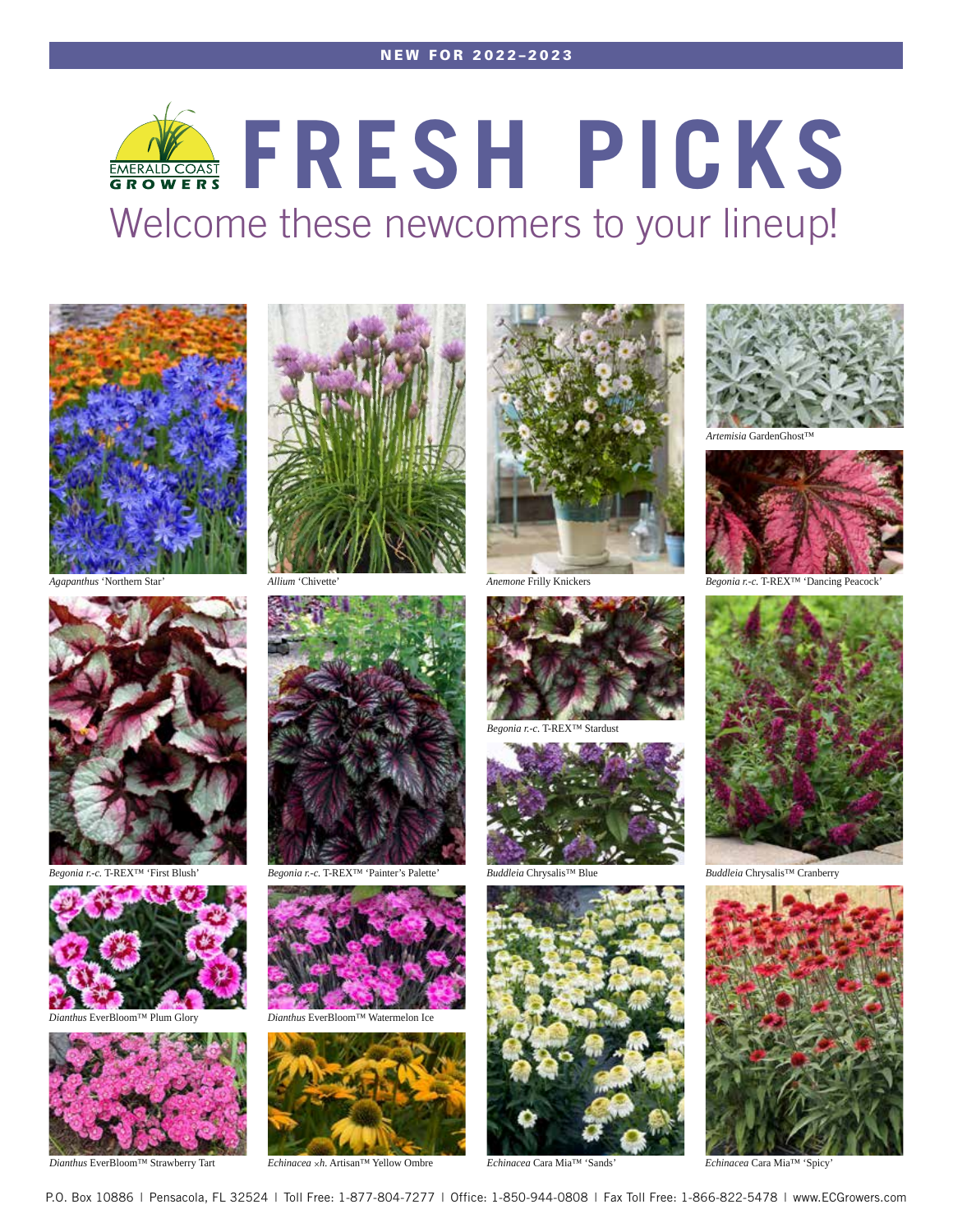**NEW FOR 2022–2023**

# FRESH PICKS

## Welcome these newcomers to your lineup!

*Agapanthus* 'Northern Star'

*Allium* 'Chivette'

*Anemone* Frilly Knickers

*Artemisia* GardenGhost™

*Begonia r.-c.* T-REX™ 'Dancing Peacock'

*Begonia r.-c.* T-REX™ 'First Blush'

*Begonia r.-c.* T-REX™ 'Painter's Palette'

*Begonia r.-c.* T-REX™ Stardust

*Buddleia* Chrysalis™ Blue

*Buddleia* Chrysalis™ Cranberry

*Dianthus* EverBloom™ Plum Glory

*Dianthus* EverBloom™ Watermelon Ice

*Dianthus* EverBloom™ Strawberry Tart

*Echinacea ×h.* Artisan™ Yellow Ombre

*Echinacea* Cara Mia™ 'Sands'

*Echinacea* Cara Mia™ 'Spicy'

P.O. Box 10886 | Pensacola, FL 32524 | Toll Free: 1-877-804-7277 | Office: 1-850-944-0808 | Fax Toll Free: 1-866-822-5478 | www.ECGrowers.com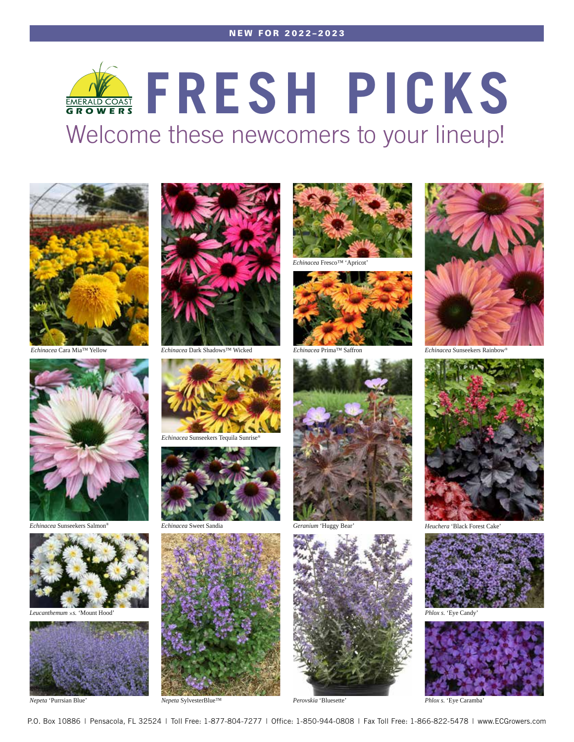NEW FOR 2022–2023

# FRESH PICKS

EMERALD COAST GROWERS

## Welcome these newcomers to your lineup!

*Echinacea* Cara Mia™ Yellow

*Echinacea* Dark Shadows™ Wicked

*Echinacea* Fresco™ 'Apricot'

*Echinacea* Prima™ Saffron

*Echinacea* Sunseekers Rainbow®

*Echinacea* Sunseekers Salmon®

*Echinacea* Sunseekers Tequila Sunrise®

*Echinacea* Sweet Sandia

*Geranium* 'Huggy Bear'

*Heuchera* 'Black Forest Cake'

*Leucanthemum ×s.* 'Mount Hood'

*Phlox s.* 'Eye Candy'

*Nepeta* 'Purrsian Blue'

*Nepeta* SylvesterBlue™

*Perovskia* 'Bluesette'

*Phlox s.* 'Eye Caramba'

P.O. Box 10886 | Pensacola, FL 32524 | Toll Free: 1-877-804-7277 | Office: 1-850-944-0808 | Fax Toll Free: 1-866-822-5478 | www.ECGrowers.com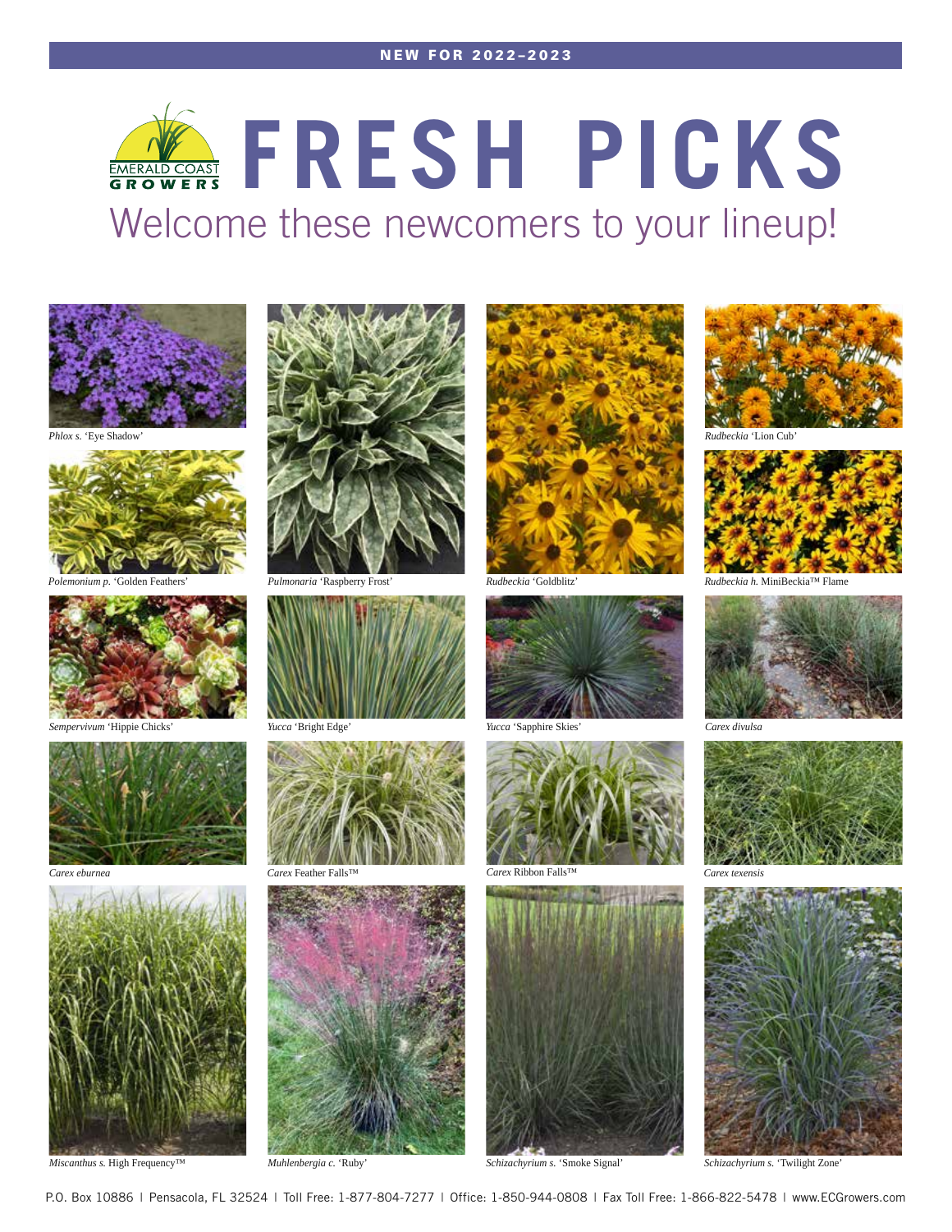**NEW FOR 2022–2023**

EMERALD COAST GROWERS

# FRESH PICKS

## Welcome these newcomers to your lineup!

*Phlox s.* 'Eye Shadow'

*Polemonium p.* 'Golden Feathers'

*Sempervivum* 'Hippie Chicks'

*Carex eburnea*

*Miscanthus s.* High Frequency™

*Pulmonaria* 'Raspberry Frost'

*Yucca* 'Bright Edge'

*Carex* Feather Falls™

*Muhlenbergia c.* 'Ruby'

*Rudbeckia* 'Goldblitz'

*Yucca* 'Sapphire Skies'

*Carex* Ribbon Falls™

*Schizachyrium s.* 'Smoke Signal'

*Rudbeckia* 'Lion Cub'

*Rudbeckia h.* MiniBeckia™ Flame

*Carex divulsa*

*Carex texensis*

*Schizachyrium s.* 'Twilight Zone'

P.O. Box 10886 | Pensacola, FL 32524 | Toll Free: 1-877-804-7277 | Office: 1-850-944-0808 | Fax Toll Free: 1-866-822-5478 | www.ECGrowers.com